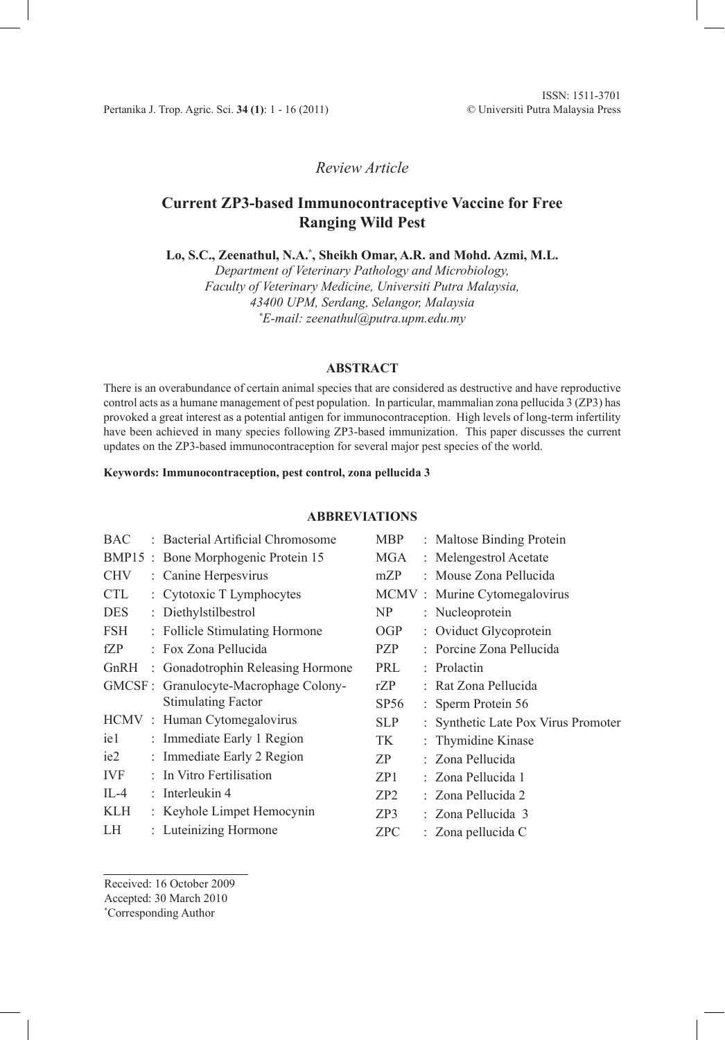*Review Article*

# Current ZP3-based Immunocontraceptive Vaccine for Free Ranging Wild Pest

**Lo, S.C., Zeenathul, N.A.*, Sheikh Omar, A.R. and Mohd. Azmi, M.L.**

*Department of Veterinary Pathology and Microbiology, Faculty of Veterinary Medicine, Universiti Putra Malaysia, 43400 UPM, Serdang, Selangor, Malaysia*
*[*]E-mail: zeenathul@putra.upm.edu.my*

## ABSTRACT

There is an overabundance of certain animal species that are considered as destructive and have reproductive control acts as a humane management of pest population. In particular, mammalian zona pellucida 3 (ZP3) has provoked a great interest as a potential antigen for immunocontraception. High levels of long-term infertility have been achieved in many species following ZP3-based immunization. This paper discusses the current updates on the ZP3-based immunocontraception for several major pest species of the world.

**Keywords: Immunocontraception, pest control, zona pellucida 3**

## ABBREVIATIONS

| | |
|---|---|
| BAC | : Bacterial Artificial Chromosome |
| BMP15 | : Bone Morphogenic Protein 15 |
| CHV | : Canine Herpesvirus |
| CTL | : Cytotoxic T Lymphocytes |
| DES | : Diethylstilbestrol |
| FSH | : Follicle Stimulating Hormone |
| fZP | : Fox Zona Pellucida |
| GnRH | : Gonadotrophin Releasing Hormone |
| GMCSF | : Granulocyte-Macrophage Colony-Stimulating Factor |
| HCMV | : Human Cytomegalovirus |
| ie1 | : Immediate Early 1 Region |
| ie2 | : Immediate Early 2 Region |
| IVF | : In Vitro Fertilisation |
| IL-4 | : Interleukin 4 |
| KLH | : Keyhole Limpet Hemocynin |
| LH | : Luteinizing Hormone |
| MBP | : Maltose Binding Protein |
| MGA | : Melengestrol Acetate |
| mZP | : Mouse Zona Pellucida |
| MCMV | : Murine Cytomegalovirus |
| NP | : Nucleoprotein |
| OGP | : Oviduct Glycoprotein |
| PZP | : Porcine Zona Pellucida |
| PRL | : Prolactin |
| rZP | : Rat Zona Pellucida |
| SP56 | : Sperm Protein 56 |
| SLP | : Synthetic Late Pox Virus Promoter |
| TK | : Thymidine Kinase |
| ZP | : Zona Pellucida |
| ZP1 | : Zona Pellucida 1 |
| ZP2 | : Zona Pellucida 2 |
| ZP3 | : Zona Pellucida 3 |
| ZPC | : Zona pellucida C |

Received: 16 October 2009
Accepted: 30 March 2010
*Corresponding Author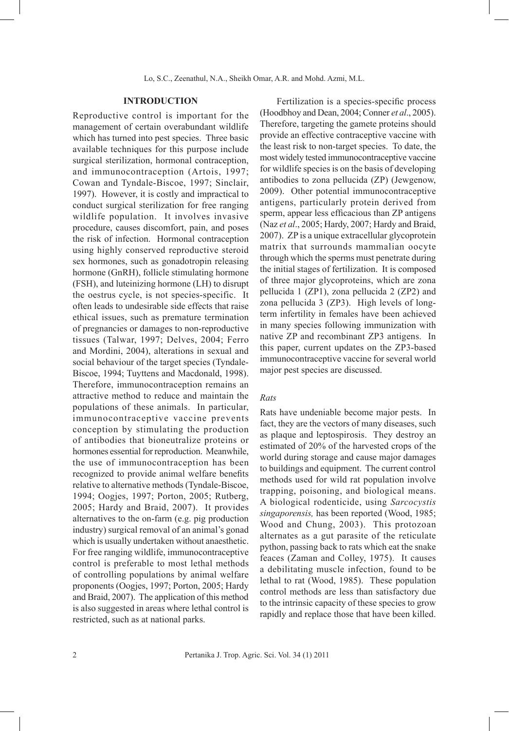## INTRODUCTION

Reproductive control is important for the management of certain overabundant wildlife which has turned into pest species. Three basic available techniques for this purpose include surgical sterilization, hormonal contraception, and immunocontraception (Artois, 1997; Cowan and Tyndale-Biscoe, 1997; Sinclair, 1997). However, it is costly and impractical to conduct surgical sterilization for free ranging wildlife population. It involves invasive procedure, causes discomfort, pain, and poses the risk of infection. Hormonal contraception using highly conserved reproductive steroid sex hormones, such as gonadotropin releasing hormone (GnRH), follicle stimulating hormone (FSH), and luteinizing hormone (LH) to disrupt the oestrus cycle, is not species-specific. It often leads to undesirable side effects that raise ethical issues, such as premature termination of pregnancies or damages to non-reproductive tissues (Talwar, 1997; Delves, 2004; Ferro and Mordini, 2004), alterations in sexual and social behaviour of the target species (Tyndale-Biscoe, 1994; Tuyttens and Macdonald, 1998). Therefore, immunocontraception remains an attractive method to reduce and maintain the populations of these animals. In particular, immunocontraceptive vaccine prevents conception by stimulating the production of antibodies that bioneutralize proteins or hormones essential for reproduction. Meanwhile, the use of immunocontraception has been recognized to provide animal welfare benefits relative to alternative methods (Tyndale-Biscoe, 1994; Oogjes, 1997; Porton, 2005; Rutberg, 2005; Hardy and Braid, 2007). It provides alternatives to the on-farm (e.g. pig production industry) surgical removal of an animal's gonad which is usually undertaken without anaesthetic. For free ranging wildlife, immunocontraceptive control is preferable to most lethal methods of controlling populations by animal welfare proponents (Oogjes, 1997; Porton, 2005; Hardy and Braid, 2007). The application of this method is also suggested in areas where lethal control is restricted, such as at national parks.

Fertilization is a species-specific process (Hoodbhoy and Dean, 2004; Conner *et al*., 2005). Therefore, targeting the gamete proteins should provide an effective contraceptive vaccine with the least risk to non-target species. To date, the most widely tested immunocontraceptive vaccine for wildlife species is on the basis of developing antibodies to zona pellucida (ZP) (Jewgenow, 2009). Other potential immunocontraceptive antigens, particularly protein derived from sperm, appear less efficacious than ZP antigens (Naz *et al*., 2005; Hardy, 2007; Hardy and Braid, 2007). ZP is a unique extracellular glycoprotein matrix that surrounds mammalian oocyte through which the sperms must penetrate during the initial stages of fertilization. It is composed of three major glycoproteins, which are zona pellucida 1 (ZP1), zona pellucida 2 (ZP2) and zona pellucida 3 (ZP3). High levels of long-term infertility in females have been achieved in many species following immunization with native ZP and recombinant ZP3 antigens. In this paper, current updates on the ZP3-based immunocontraceptive vaccine for several world major pest species are discussed.

### *Rats*

Rats have undeniable become major pests. In fact, they are the vectors of many diseases, such as plaque and leptospirosis. They destroy an estimated of 20% of the harvested crops of the world during storage and cause major damages to buildings and equipment. The current control methods used for wild rat population involve trapping, poisoning, and biological means. A biological rodenticide, using *Sarcocystis singaporensis,* has been reported (Wood, 1985; Wood and Chung, 2003). This protozoan alternates as a gut parasite of the reticulate python, passing back to rats which eat the snake feaces (Zaman and Colley, 1975). It causes a debilitating muscle infection, found to be lethal to rat (Wood, 1985). These population control methods are less than satisfactory due to the intrinsic capacity of these species to grow rapidly and replace those that have been killed.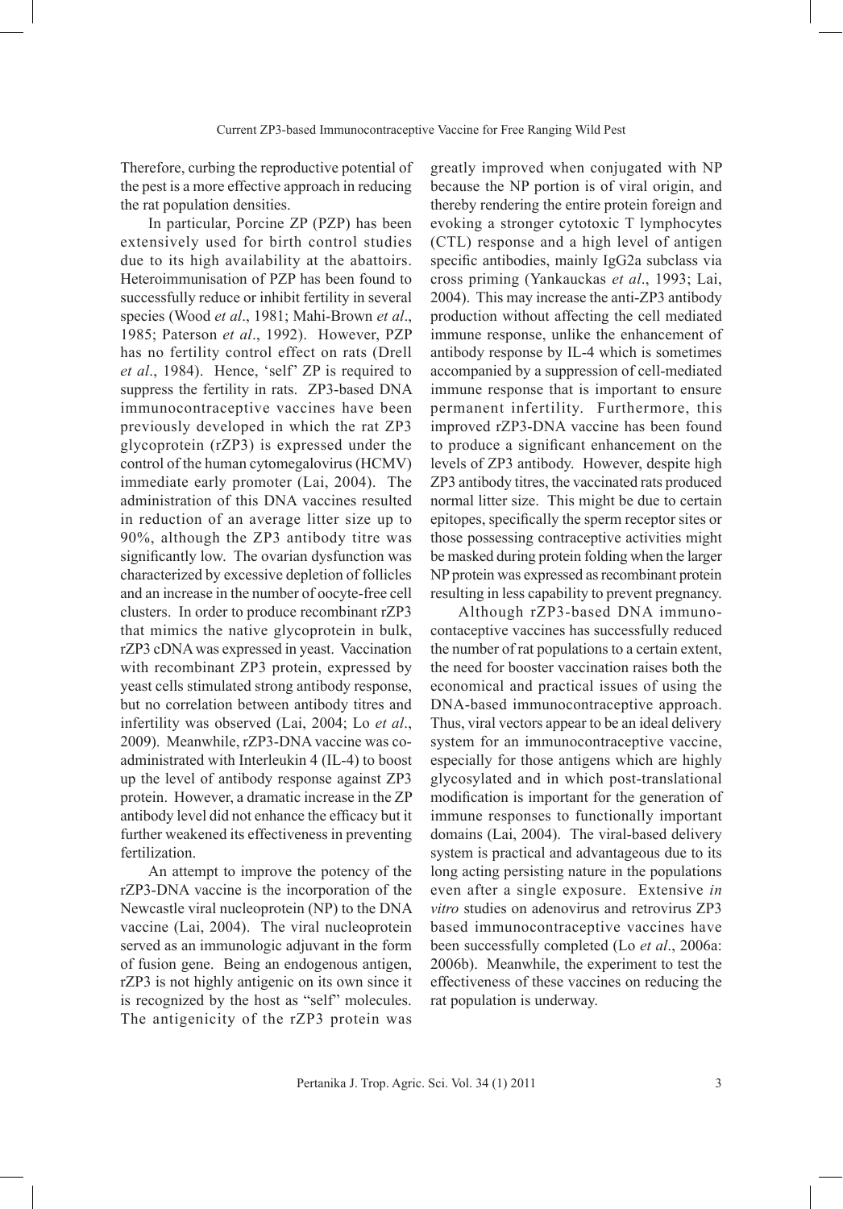Therefore, curbing the reproductive potential of the pest is a more effective approach in reducing the rat population densities.

In particular, Porcine ZP (PZP) has been extensively used for birth control studies due to its high availability at the abattoirs. Heteroimmunisation of PZP has been found to successfully reduce or inhibit fertility in several species (Wood *et al*., 1981; Mahi-Brown *et al*., 1985; Paterson *et al*., 1992). However, PZP has no fertility control effect on rats (Drell *et al*., 1984). Hence, 'self' ZP is required to suppress the fertility in rats. ZP3-based DNA immunocontraceptive vaccines have been previously developed in which the rat ZP3 glycoprotein (rZP3) is expressed under the control of the human cytomegalovirus (HCMV) immediate early promoter (Lai, 2004). The administration of this DNA vaccines resulted in reduction of an average litter size up to 90%, although the ZP3 antibody titre was significantly low. The ovarian dysfunction was characterized by excessive depletion of follicles and an increase in the number of oocyte-free cell clusters. In order to produce recombinant rZP3 that mimics the native glycoprotein in bulk, rZP3 cDNA was expressed in yeast. Vaccination with recombinant ZP3 protein, expressed by yeast cells stimulated strong antibody response, but no correlation between antibody titres and infertility was observed (Lai, 2004; Lo *et al*., 2009). Meanwhile, rZP3-DNA vaccine was co-administrated with Interleukin 4 (IL-4) to boost up the level of antibody response against ZP3 protein. However, a dramatic increase in the ZP antibody level did not enhance the efficacy but it further weakened its effectiveness in preventing fertilization.

An attempt to improve the potency of the rZP3-DNA vaccine is the incorporation of the Newcastle viral nucleoprotein (NP) to the DNA vaccine (Lai, 2004). The viral nucleoprotein served as an immunologic adjuvant in the form of fusion gene. Being an endogenous antigen, rZP3 is not highly antigenic on its own since it is recognized by the host as "self" molecules. The antigenicity of the rZP3 protein was greatly improved when conjugated with NP because the NP portion is of viral origin, and thereby rendering the entire protein foreign and evoking a stronger cytotoxic T lymphocytes (CTL) response and a high level of antigen specific antibodies, mainly IgG2a subclass via cross priming (Yankauckas *et al*., 1993; Lai, 2004). This may increase the anti-ZP3 antibody production without affecting the cell mediated immune response, unlike the enhancement of antibody response by IL-4 which is sometimes accompanied by a suppression of cell-mediated immune response that is important to ensure permanent infertility. Furthermore, this improved rZP3-DNA vaccine has been found to produce a significant enhancement on the levels of ZP3 antibody. However, despite high ZP3 antibody titres, the vaccinated rats produced normal litter size. This might be due to certain epitopes, specifically the sperm receptor sites or those possessing contraceptive activities might be masked during protein folding when the larger NP protein was expressed as recombinant protein resulting in less capability to prevent pregnancy.

Although rZP3-based DNA immuno-contaceptive vaccines has successfully reduced the number of rat populations to a certain extent, the need for booster vaccination raises both the economical and practical issues of using the DNA-based immunocontraceptive approach. Thus, viral vectors appear to be an ideal delivery system for an immunocontraceptive vaccine, especially for those antigens which are highly glycosylated and in which post-translational modification is important for the generation of immune responses to functionally important domains (Lai, 2004). The viral-based delivery system is practical and advantageous due to its long acting persisting nature in the populations even after a single exposure. Extensive *in vitro* studies on adenovirus and retrovirus ZP3 based immunocontraceptive vaccines have been successfully completed (Lo *et al*., 2006a: 2006b). Meanwhile, the experiment to test the effectiveness of these vaccines on reducing the rat population is underway.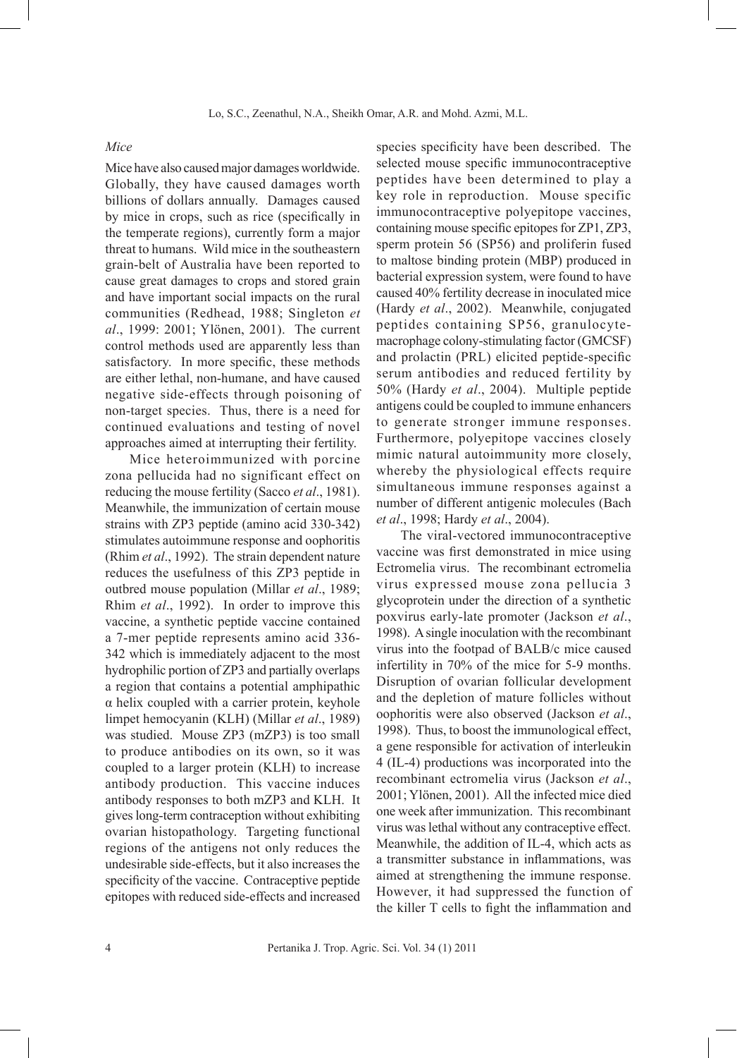*Mice*

Mice have also caused major damages worldwide. Globally, they have caused damages worth billions of dollars annually. Damages caused by mice in crops, such as rice (specifically in the temperate regions), currently form a major threat to humans. Wild mice in the southeastern grain-belt of Australia have been reported to cause great damages to crops and stored grain and have important social impacts on the rural communities (Redhead, 1988; Singleton *et al*., 1999: 2001; Ylönen, 2001). The current control methods used are apparently less than satisfactory. In more specific, these methods are either lethal, non-humane, and have caused negative side-effects through poisoning of non-target species. Thus, there is a need for continued evaluations and testing of novel approaches aimed at interrupting their fertility.

Mice heteroimmunized with porcine zona pellucida had no significant effect on reducing the mouse fertility (Sacco *et al*., 1981). Meanwhile, the immunization of certain mouse strains with ZP3 peptide (amino acid 330-342) stimulates autoimmune response and oophoritis (Rhim *et al*., 1992). The strain dependent nature reduces the usefulness of this ZP3 peptide in outbred mouse population (Millar *et al*., 1989; Rhim *et al*., 1992). In order to improve this vaccine, a synthetic peptide vaccine contained a 7-mer peptide represents amino acid 336-342 which is immediately adjacent to the most hydrophilic portion of ZP3 and partially overlaps a region that contains a potential amphipathic α helix coupled with a carrier protein, keyhole limpet hemocyanin (KLH) (Millar *et al*., 1989) was studied. Mouse ZP3 (mZP3) is too small to produce antibodies on its own, so it was coupled to a larger protein (KLH) to increase antibody production. This vaccine induces antibody responses to both mZP3 and KLH. It gives long-term contraception without exhibiting ovarian histopathology. Targeting functional regions of the antigens not only reduces the undesirable side-effects, but it also increases the specificity of the vaccine. Contraceptive peptide epitopes with reduced side-effects and increased species specificity have been described. The selected mouse specific immunocontraceptive peptides have been determined to play a key role in reproduction. Mouse specific immunocontraceptive polyepitope vaccines, containing mouse specific epitopes for ZP1, ZP3, sperm protein 56 (SP56) and proliferin fused to maltose binding protein (MBP) produced in bacterial expression system, were found to have caused 40% fertility decrease in inoculated mice (Hardy *et al*., 2002). Meanwhile, conjugated peptides containing SP56, granulocyte-macrophage colony-stimulating factor (GMCSF) and prolactin (PRL) elicited peptide-specific serum antibodies and reduced fertility by 50% (Hardy *et al*., 2004). Multiple peptide antigens could be coupled to immune enhancers to generate stronger immune responses. Furthermore, polyepitope vaccines closely mimic natural autoimmunity more closely, whereby the physiological effects require simultaneous immune responses against a number of different antigenic molecules (Bach *et al*., 1998; Hardy *et al*., 2004).

The viral-vectored immunocontraceptive vaccine was first demonstrated in mice using Ectromelia virus. The recombinant ectromelia virus expressed mouse zona pellucia 3 glycoprotein under the direction of a synthetic poxvirus early-late promoter (Jackson *et al*., 1998). A single inoculation with the recombinant virus into the footpad of BALB/c mice caused infertility in 70% of the mice for 5-9 months. Disruption of ovarian follicular development and the depletion of mature follicles without oophoritis were also observed (Jackson *et al*., 1998). Thus, to boost the immunological effect, a gene responsible for activation of interleukin 4 (IL-4) productions was incorporated into the recombinant ectromelia virus (Jackson *et al*., 2001; Ylönen, 2001). All the infected mice died one week after immunization. This recombinant virus was lethal without any contraceptive effect. Meanwhile, the addition of IL-4, which acts as a transmitter substance in inflammations, was aimed at strengthening the immune response. However, it had suppressed the function of the killer T cells to fight the inflammation and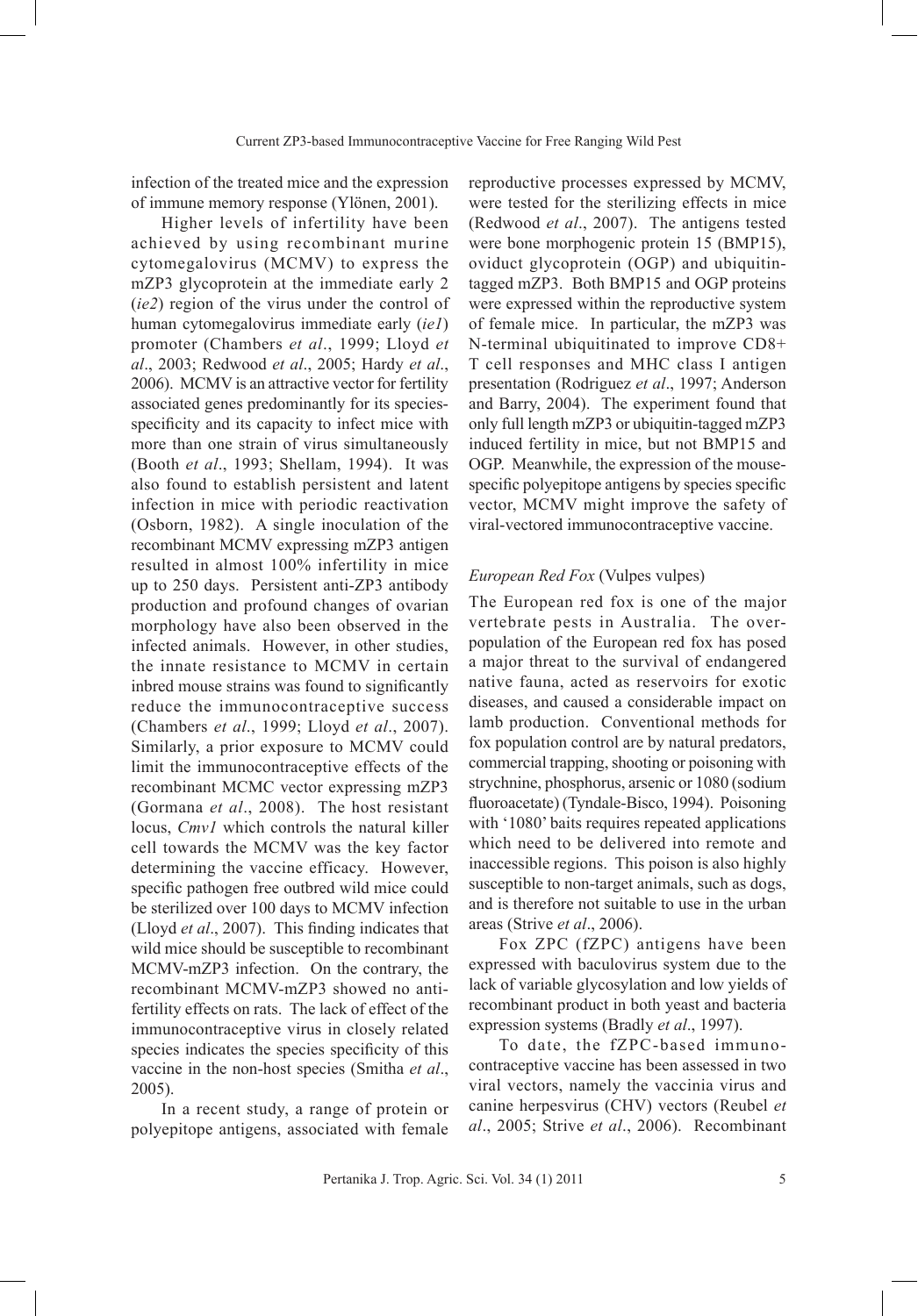infection of the treated mice and the expression of immune memory response (Ylönen, 2001).

Higher levels of infertility have been achieved by using recombinant murine cytomegalovirus (MCMV) to express the mZP3 glycoprotein at the immediate early 2 (*ie2*) region of the virus under the control of human cytomegalovirus immediate early (*ie1*) promoter (Chambers *et al*., 1999; Lloyd *et al*., 2003; Redwood *et al*., 2005; Hardy *et al*., 2006). MCMV is an attractive vector for fertility associated genes predominantly for its species-specificity and its capacity to infect mice with more than one strain of virus simultaneously (Booth *et al*., 1993; Shellam, 1994). It was also found to establish persistent and latent infection in mice with periodic reactivation (Osborn, 1982). A single inoculation of the recombinant MCMV expressing mZP3 antigen resulted in almost 100% infertility in mice up to 250 days. Persistent anti-ZP3 antibody production and profound changes of ovarian morphology have also been observed in the infected animals. However, in other studies, the innate resistance to MCMV in certain inbred mouse strains was found to significantly reduce the immunocontraceptive success (Chambers *et al*., 1999; Lloyd *et al*., 2007). Similarly, a prior exposure to MCMV could limit the immunocontraceptive effects of the recombinant MCMC vector expressing mZP3 (Gormana *et al*., 2008). The host resistant locus, *Cmv1* which controls the natural killer cell towards the MCMV was the key factor determining the vaccine efficacy. However, specific pathogen free outbred wild mice could be sterilized over 100 days to MCMV infection (Lloyd *et al*., 2007). This finding indicates that wild mice should be susceptible to recombinant MCMV-mZP3 infection. On the contrary, the recombinant MCMV-mZP3 showed no anti-fertility effects on rats. The lack of effect of the immunocontraceptive virus in closely related species indicates the species specificity of this vaccine in the non-host species (Smitha *et al*., 2005).

In a recent study, a range of protein or polyepitope antigens, associated with female reproductive processes expressed by MCMV, were tested for the sterilizing effects in mice (Redwood *et al*., 2007). The antigens tested were bone morphogenic protein 15 (BMP15), oviduct glycoprotein (OGP) and ubiquitin-tagged mZP3. Both BMP15 and OGP proteins were expressed within the reproductive system of female mice. In particular, the mZP3 was N-terminal ubiquitinated to improve CD8+ T cell responses and MHC class I antigen presentation (Rodriguez *et al*., 1997; Anderson and Barry, 2004). The experiment found that only full length mZP3 or ubiquitin-tagged mZP3 induced fertility in mice, but not BMP15 and OGP. Meanwhile, the expression of the mouse-specific polyepitope antigens by species specific vector, MCMV might improve the safety of viral-vectored immunocontraceptive vaccine.

### *European Red Fox* (Vulpes vulpes)

The European red fox is one of the major vertebrate pests in Australia. The over-population of the European red fox has posed a major threat to the survival of endangered native fauna, acted as reservoirs for exotic diseases, and caused a considerable impact on lamb production. Conventional methods for fox population control are by natural predators, commercial trapping, shooting or poisoning with strychnine, phosphorus, arsenic or 1080 (sodium fluoroacetate) (Tyndale-Bisco, 1994). Poisoning with '1080' baits requires repeated applications which need to be delivered into remote and inaccessible regions. This poison is also highly susceptible to non-target animals, such as dogs, and is therefore not suitable to use in the urban areas (Strive *et al*., 2006).

Fox ZPC (fZPC) antigens have been expressed with baculovirus system due to the lack of variable glycosylation and low yields of recombinant product in both yeast and bacteria expression systems (Bradly *et al*., 1997).

To date, the fZPC-based immuno-contraceptive vaccine has been assessed in two viral vectors, namely the vaccinia virus and canine herpesvirus (CHV) vectors (Reubel *et al*., 2005; Strive *et al*., 2006). Recombinant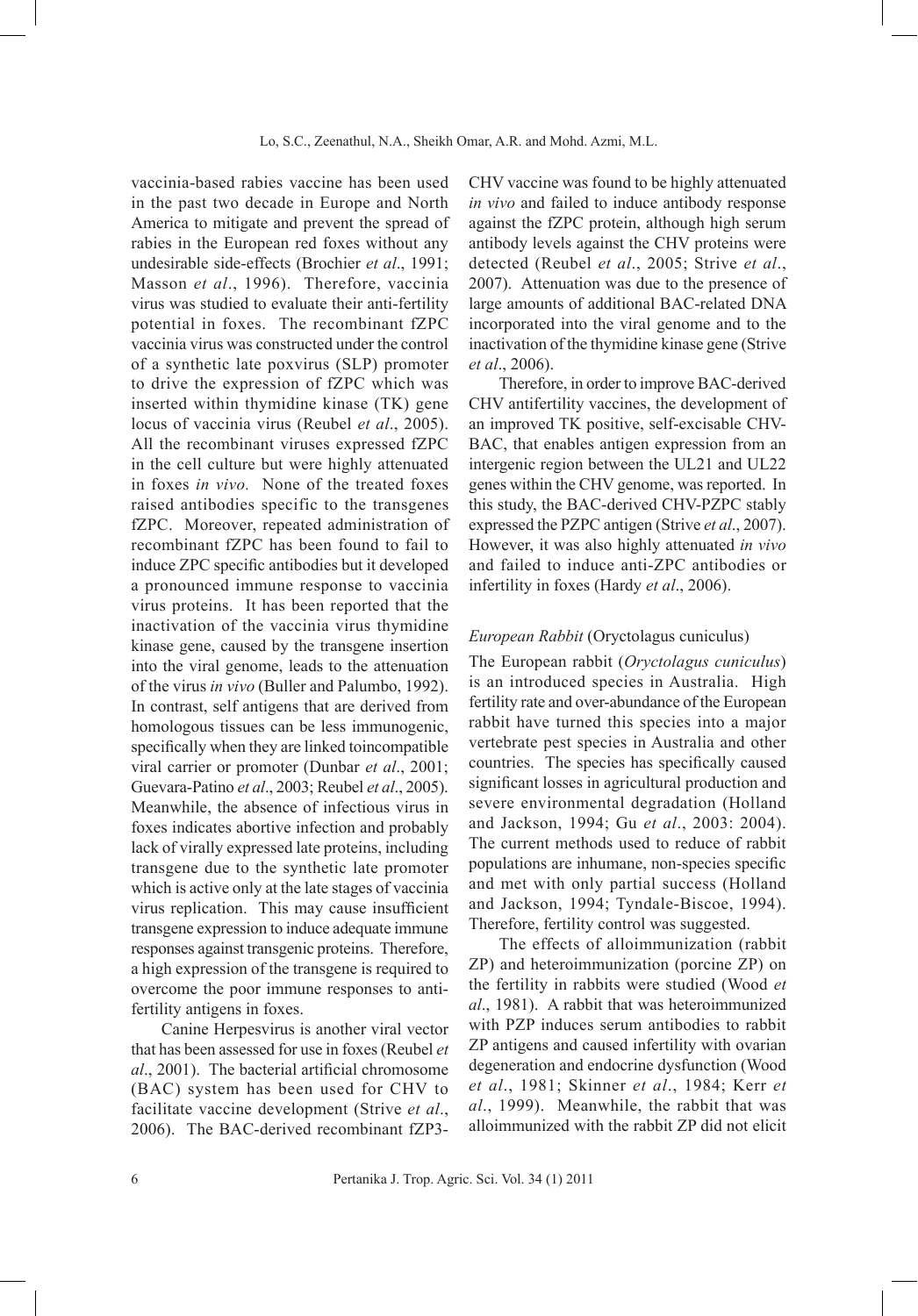vaccinia-based rabies vaccine has been used in the past two decade in Europe and North America to mitigate and prevent the spread of rabies in the European red foxes without any undesirable side-effects (Brochier *et al*., 1991; Masson *et al*., 1996). Therefore, vaccinia virus was studied to evaluate their anti-fertility potential in foxes. The recombinant fZPC vaccinia virus was constructed under the control of a synthetic late poxvirus (SLP) promoter to drive the expression of fZPC which was inserted within thymidine kinase (TK) gene locus of vaccinia virus (Reubel *et al*., 2005). All the recombinant viruses expressed fZPC in the cell culture but were highly attenuated in foxes *in vivo*. None of the treated foxes raised antibodies specific to the transgenes fZPC. Moreover, repeated administration of recombinant fZPC has been found to fail to induce ZPC specific antibodies but it developed a pronounced immune response to vaccinia virus proteins. It has been reported that the inactivation of the vaccinia virus thymidine kinase gene, caused by the transgene insertion into the viral genome, leads to the attenuation of the virus *in vivo* (Buller and Palumbo, 1992). In contrast, self antigens that are derived from homologous tissues can be less immunogenic, specifically when they are linked toincompatible viral carrier or promoter (Dunbar *et al*., 2001; Guevara-Patino *et al*., 2003; Reubel *et al*., 2005). Meanwhile, the absence of infectious virus in foxes indicates abortive infection and probably lack of virally expressed late proteins, including transgene due to the synthetic late promoter which is active only at the late stages of vaccinia virus replication. This may cause insufficient transgene expression to induce adequate immune responses against transgenic proteins. Therefore, a high expression of the transgene is required to overcome the poor immune responses to anti-fertility antigens in foxes.

Canine Herpesvirus is another viral vector that has been assessed for use in foxes (Reubel *et al*., 2001). The bacterial artificial chromosome (BAC) system has been used for CHV to facilitate vaccine development (Strive *et al*., 2006). The BAC-derived recombinant fZP3-CHV vaccine was found to be highly attenuated *in vivo* and failed to induce antibody response against the fZPC protein, although high serum antibody levels against the CHV proteins were detected (Reubel *et al*., 2005; Strive *et al*., 2007). Attenuation was due to the presence of large amounts of additional BAC-related DNA incorporated into the viral genome and to the inactivation of the thymidine kinase gene (Strive *et al*., 2006).

Therefore, in order to improve BAC-derived CHV antifertility vaccines, the development of an improved TK positive, self-excisable CHV-BAC, that enables antigen expression from an intergenic region between the UL21 and UL22 genes within the CHV genome, was reported. In this study, the BAC-derived CHV-PZPC stably expressed the PZPC antigen (Strive *et al*., 2007). However, it was also highly attenuated *in vivo* and failed to induce anti-ZPC antibodies or infertility in foxes (Hardy *et al*., 2006).

*European Rabbit* (Oryctolagus cuniculus)

The European rabbit (*Oryctolagus cuniculus*) is an introduced species in Australia. High fertility rate and over-abundance of the European rabbit have turned this species into a major vertebrate pest species in Australia and other countries. The species has specifically caused significant losses in agricultural production and severe environmental degradation (Holland and Jackson, 1994; Gu *et al*., 2003: 2004). The current methods used to reduce of rabbit populations are inhumane, non-species specific and met with only partial success (Holland and Jackson, 1994; Tyndale-Biscoe, 1994). Therefore, fertility control was suggested.

The effects of alloimmunization (rabbit ZP) and heteroimmunization (porcine ZP) on the fertility in rabbits were studied (Wood *et al*., 1981). A rabbit that was heteroimmunized with PZP induces serum antibodies to rabbit ZP antigens and caused infertility with ovarian degeneration and endocrine dysfunction (Wood *et al*., 1981; Skinner *et al*., 1984; Kerr *et al*., 1999). Meanwhile, the rabbit that was alloimmunized with the rabbit ZP did not elicit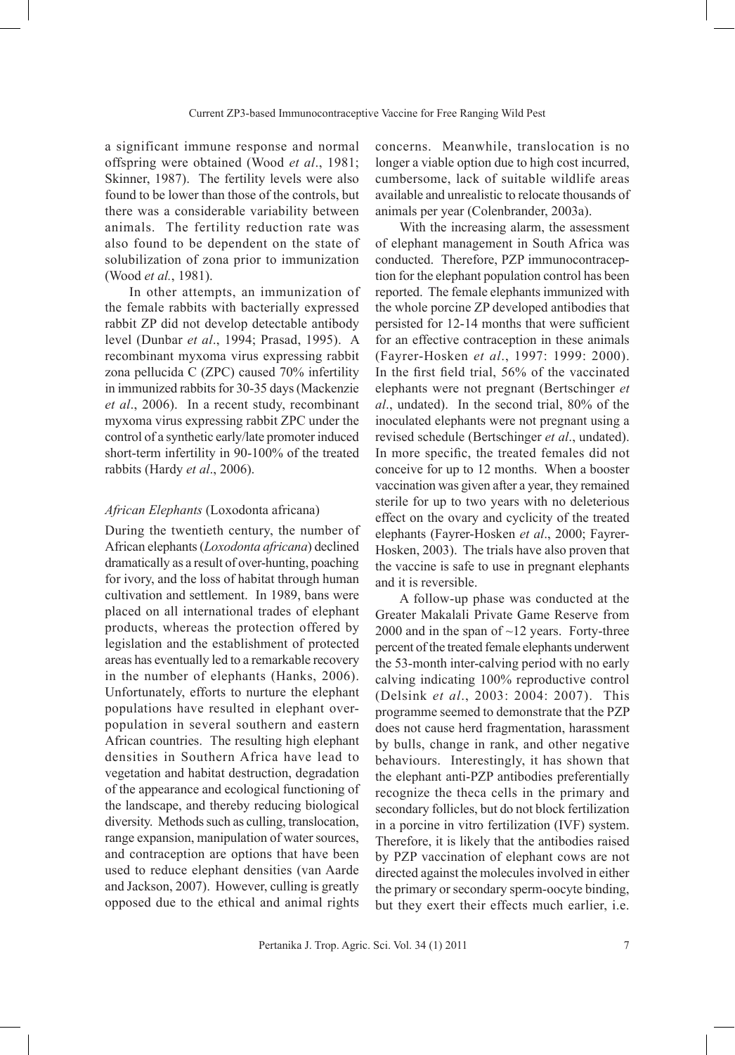a significant immune response and normal offspring were obtained (Wood *et al*., 1981; Skinner, 1987). The fertility levels were also found to be lower than those of the controls, but there was a considerable variability between animals. The fertility reduction rate was also found to be dependent on the state of solubilization of zona prior to immunization (Wood *et al.*, 1981).

In other attempts, an immunization of the female rabbits with bacterially expressed rabbit ZP did not develop detectable antibody level (Dunbar *et al*., 1994; Prasad, 1995). A recombinant myxoma virus expressing rabbit zona pellucida C (ZPC) caused 70% infertility in immunized rabbits for 30-35 days (Mackenzie *et al*., 2006). In a recent study, recombinant myxoma virus expressing rabbit ZPC under the control of a synthetic early/late promoter induced short-term infertility in 90-100% of the treated rabbits (Hardy *et al*., 2006).

### *African Elephants* (Loxodonta africana)

During the twentieth century, the number of African elephants (*Loxodonta africana*) declined dramatically as a result of over-hunting, poaching for ivory, and the loss of habitat through human cultivation and settlement. In 1989, bans were placed on all international trades of elephant products, whereas the protection offered by legislation and the establishment of protected areas has eventually led to a remarkable recovery in the number of elephants (Hanks, 2006). Unfortunately, efforts to nurture the elephant populations have resulted in elephant over-population in several southern and eastern African countries. The resulting high elephant densities in Southern Africa have lead to vegetation and habitat destruction, degradation of the appearance and ecological functioning of the landscape, and thereby reducing biological diversity. Methods such as culling, translocation, range expansion, manipulation of water sources, and contraception are options that have been used to reduce elephant densities (van Aarde and Jackson, 2007). However, culling is greatly opposed due to the ethical and animal rights concerns. Meanwhile, translocation is no longer a viable option due to high cost incurred, cumbersome, lack of suitable wildlife areas available and unrealistic to relocate thousands of animals per year (Colenbrander, 2003a).

With the increasing alarm, the assessment of elephant management in South Africa was conducted. Therefore, PZP immunocontraception for the elephant population control has been reported. The female elephants immunized with the whole porcine ZP developed antibodies that persisted for 12-14 months that were sufficient for an effective contraception in these animals (Fayrer-Hosken *et al*., 1997: 1999: 2000). In the first field trial, 56% of the vaccinated elephants were not pregnant (Bertschinger *et al*., undated). In the second trial, 80% of the inoculated elephants were not pregnant using a revised schedule (Bertschinger *et al*., undated). In more specific, the treated females did not conceive for up to 12 months. When a booster vaccination was given after a year, they remained sterile for up to two years with no deleterious effect on the ovary and cyclicity of the treated elephants (Fayrer-Hosken *et al*., 2000; Fayrer-Hosken, 2003). The trials have also proven that the vaccine is safe to use in pregnant elephants and it is reversible.

A follow-up phase was conducted at the Greater Makalali Private Game Reserve from 2000 and in the span of ~12 years. Forty-three percent of the treated female elephants underwent the 53-month inter-calving period with no early calving indicating 100% reproductive control (Delsink *et al*., 2003: 2004: 2007). This programme seemed to demonstrate that the PZP does not cause herd fragmentation, harassment by bulls, change in rank, and other negative behaviours. Interestingly, it has shown that the elephant anti-PZP antibodies preferentially recognize the theca cells in the primary and secondary follicles, but do not block fertilization in a porcine in vitro fertilization (IVF) system. Therefore, it is likely that the antibodies raised by PZP vaccination of elephant cows are not directed against the molecules involved in either the primary or secondary sperm-oocyte binding, but they exert their effects much earlier, i.e.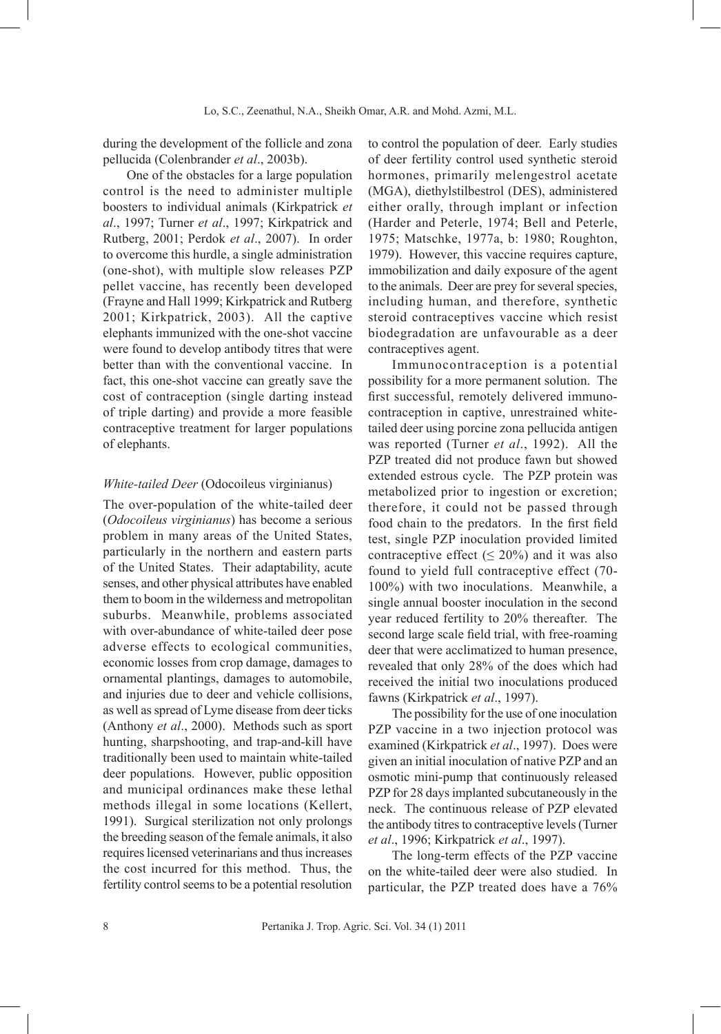during the development of the follicle and zona pellucida (Colenbrander *et al*., 2003b).

One of the obstacles for a large population control is the need to administer multiple boosters to individual animals (Kirkpatrick *et al*., 1997; Turner *et al*., 1997; Kirkpatrick and Rutberg, 2001; Perdok *et al*., 2007). In order to overcome this hurdle, a single administration (one-shot), with multiple slow releases PZP pellet vaccine, has recently been developed (Frayne and Hall 1999; Kirkpatrick and Rutberg 2001; Kirkpatrick, 2003). All the captive elephants immunized with the one-shot vaccine were found to develop antibody titres that were better than with the conventional vaccine. In fact, this one-shot vaccine can greatly save the cost of contraception (single darting instead of triple darting) and provide a more feasible contraceptive treatment for larger populations of elephants.

### *White-tailed Deer* (Odocoileus virginianus)

The over-population of the white-tailed deer (*Odocoileus virginianus*) has become a serious problem in many areas of the United States, particularly in the northern and eastern parts of the United States. Their adaptability, acute senses, and other physical attributes have enabled them to boom in the wilderness and metropolitan suburbs. Meanwhile, problems associated with over-abundance of white-tailed deer pose adverse effects to ecological communities, economic losses from crop damage, damages to ornamental plantings, damages to automobile, and injuries due to deer and vehicle collisions, as well as spread of Lyme disease from deer ticks (Anthony *et al*., 2000). Methods such as sport hunting, sharpshooting, and trap-and-kill have traditionally been used to maintain white-tailed deer populations. However, public opposition and municipal ordinances make these lethal methods illegal in some locations (Kellert, 1991). Surgical sterilization not only prolongs the breeding season of the female animals, it also requires licensed veterinarians and thus increases the cost incurred for this method. Thus, the fertility control seems to be a potential resolution to control the population of deer. Early studies of deer fertility control used synthetic steroid hormones, primarily melengestrol acetate (MGA), diethylstilbestrol (DES), administered either orally, through implant or infection (Harder and Peterle, 1974; Bell and Peterle, 1975; Matschke, 1977a, b: 1980; Roughton, 1979). However, this vaccine requires capture, immobilization and daily exposure of the agent to the animals. Deer are prey for several species, including human, and therefore, synthetic steroid contraceptives vaccine which resist biodegradation are unfavourable as a deer contraceptives agent.

Immunocontraception is a potential possibility for a more permanent solution. The first successful, remotely delivered immunocontraception in captive, unrestrained white-tailed deer using porcine zona pellucida antigen was reported (Turner *et al*., 1992). All the PZP treated did not produce fawn but showed extended estrous cycle. The PZP protein was metabolized prior to ingestion or excretion; therefore, it could not be passed through food chain to the predators. In the first field test, single PZP inoculation provided limited contraceptive effect ($\leq$ 20%) and it was also found to yield full contraceptive effect (70-100%) with two inoculations. Meanwhile, a single annual booster inoculation in the second year reduced fertility to 20% thereafter. The second large scale field trial, with free-roaming deer that were acclimatized to human presence, revealed that only 28% of the does which had received the initial two inoculations produced fawns (Kirkpatrick *et al*., 1997).

The possibility for the use of one inoculation PZP vaccine in a two injection protocol was examined (Kirkpatrick *et al*., 1997). Does were given an initial inoculation of native PZP and an osmotic mini-pump that continuously released PZP for 28 days implanted subcutaneously in the neck. The continuous release of PZP elevated the antibody titres to contraceptive levels (Turner *et al*., 1996; Kirkpatrick *et al*., 1997).

The long-term effects of the PZP vaccine on the white-tailed deer were also studied. In particular, the PZP treated does have a 76%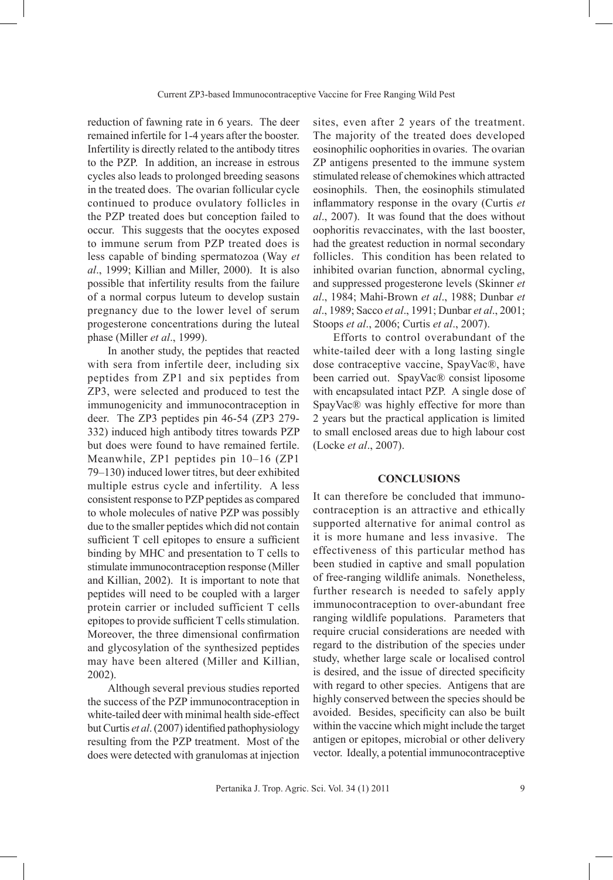reduction of fawning rate in 6 years. The deer remained infertile for 1-4 years after the booster. Infertility is directly related to the antibody titres to the PZP. In addition, an increase in estrous cycles also leads to prolonged breeding seasons in the treated does. The ovarian follicular cycle continued to produce ovulatory follicles in the PZP treated does but conception failed to occur. This suggests that the oocytes exposed to immune serum from PZP treated does is less capable of binding spermatozoa (Way *et al*., 1999; Killian and Miller, 2000). It is also possible that infertility results from the failure of a normal corpus luteum to develop sustain pregnancy due to the lower level of serum progesterone concentrations during the luteal phase (Miller *et al*., 1999).

In another study, the peptides that reacted with sera from infertile deer, including six peptides from ZP1 and six peptides from ZP3, were selected and produced to test the immunogenicity and immunocontraception in deer. The ZP3 peptides pin 46-54 (ZP3 279-332) induced high antibody titres towards PZP but does were found to have remained fertile. Meanwhile, ZP1 peptides pin 10–16 (ZP1 79–130) induced lower titres, but deer exhibited multiple estrus cycle and infertility. A less consistent response to PZP peptides as compared to whole molecules of native PZP was possibly due to the smaller peptides which did not contain sufficient T cell epitopes to ensure a sufficient binding by MHC and presentation to T cells to stimulate immunocontraception response (Miller and Killian, 2002). It is important to note that peptides will need to be coupled with a larger protein carrier or included sufficient T cells epitopes to provide sufficient T cells stimulation. Moreover, the three dimensional confirmation and glycosylation of the synthesized peptides may have been altered (Miller and Killian, 2002).

Although several previous studies reported the success of the PZP immunocontraception in white-tailed deer with minimal health side-effect but Curtis *et al*. (2007) identified pathophysiology resulting from the PZP treatment. Most of the does were detected with granulomas at injection sites, even after 2 years of the treatment. The majority of the treated does developed eosinophilic oophorities in ovaries. The ovarian ZP antigens presented to the immune system stimulated release of chemokines which attracted eosinophils. Then, the eosinophils stimulated inflammatory response in the ovary (Curtis *et al*., 2007). It was found that the does without oophoritis revaccinates, with the last booster, had the greatest reduction in normal secondary follicles. This condition has been related to inhibited ovarian function, abnormal cycling, and suppressed progesterone levels (Skinner *et al*., 1984; Mahi-Brown *et al*., 1988; Dunbar *et al*., 1989; Sacco *et al*., 1991; Dunbar *et al*., 2001; Stoops *et al*., 2006; Curtis *et al*., 2007).

Efforts to control overabundant of the white-tailed deer with a long lasting single dose contraceptive vaccine, SpayVac®, have been carried out. SpayVac® consist liposome with encapsulated intact PZP. A single dose of SpayVac® was highly effective for more than 2 years but the practical application is limited to small enclosed areas due to high labour cost (Locke *et al*., 2007).

## CONCLUSIONS

It can therefore be concluded that immunocontraception is an attractive and ethically supported alternative for animal control as it is more humane and less invasive. The effectiveness of this particular method has been studied in captive and small population of free-ranging wildlife animals. Nonetheless, further research is needed to safely apply immunocontraception to over-abundant free ranging wildlife populations. Parameters that require crucial considerations are needed with regard to the distribution of the species under study, whether large scale or localised control is desired, and the issue of directed specificity with regard to other species. Antigens that are highly conserved between the species should be avoided. Besides, specificity can also be built within the vaccine which might include the target antigen or epitopes, microbial or other delivery vector. Ideally, a potential immunocontraceptive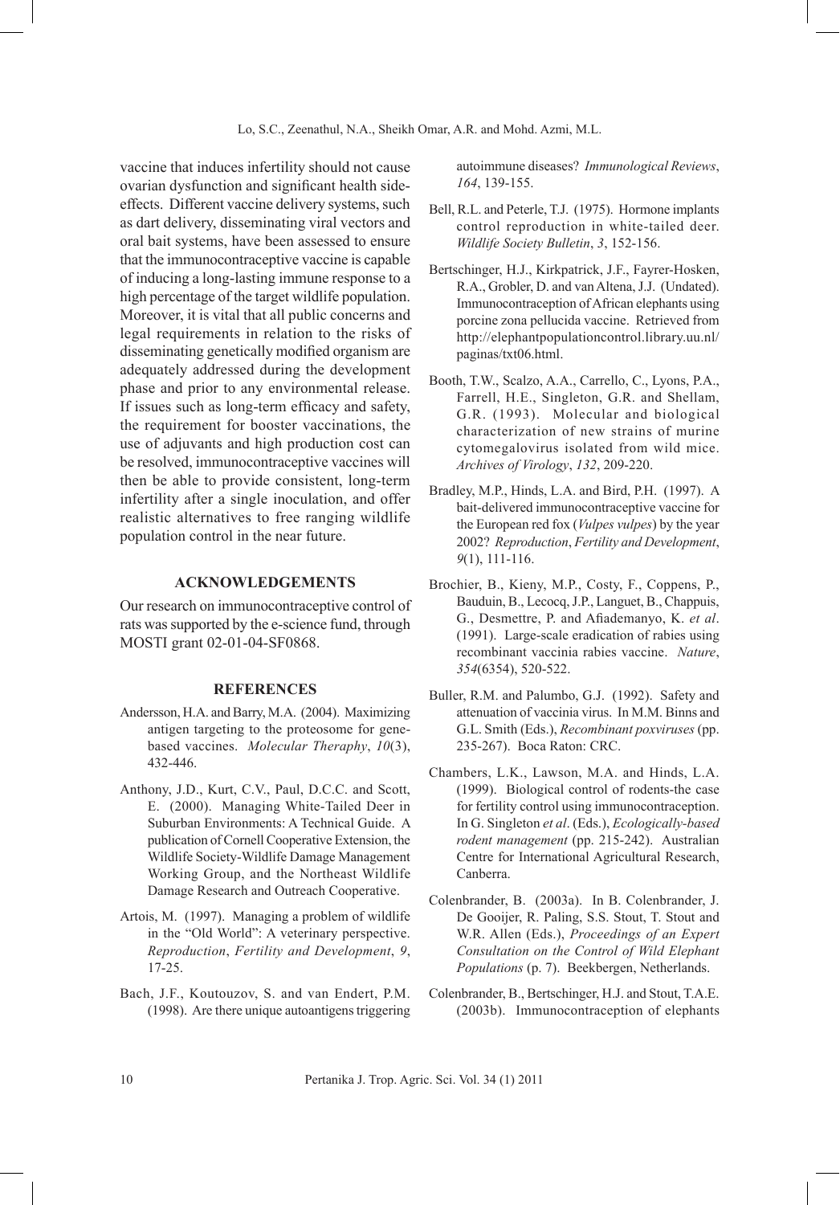vaccine that induces infertility should not cause ovarian dysfunction and significant health side-effects. Different vaccine delivery systems, such as dart delivery, disseminating viral vectors and oral bait systems, have been assessed to ensure that the immunocontraceptive vaccine is capable of inducing a long-lasting immune response to a high percentage of the target wildlife population. Moreover, it is vital that all public concerns and legal requirements in relation to the risks of disseminating genetically modified organism are adequately addressed during the development phase and prior to any environmental release. If issues such as long-term efficacy and safety, the requirement for booster vaccinations, the use of adjuvants and high production cost can be resolved, immunocontraceptive vaccines will then be able to provide consistent, long-term infertility after a single inoculation, and offer realistic alternatives to free ranging wildlife population control in the near future.

## ACKNOWLEDGEMENTS

Our research on immunocontraceptive control of rats was supported by the e-science fund, through MOSTI grant 02-01-04-SF0868.

## REFERENCES

Andersson, H.A. and Barry, M.A. (2004). Maximizing antigen targeting to the proteosome for gene-based vaccines. *Molecular Theraphy*, *10*(3), 432-446.

Anthony, J.D., Kurt, C.V., Paul, D.C.C. and Scott, E. (2000). Managing White-Tailed Deer in Suburban Environments: A Technical Guide. A publication of Cornell Cooperative Extension, the Wildlife Society-Wildlife Damage Management Working Group, and the Northeast Wildlife Damage Research and Outreach Cooperative.

Artois, M. (1997). Managing a problem of wildlife in the "Old World": A veterinary perspective. *Reproduction*, *Fertility and Development*, *9*, 17-25.

Bach, J.F., Koutouzov, S. and van Endert, P.M. (1998). Are there unique autoantigens triggering autoimmune diseases? *Immunological Reviews*, *164*, 139-155.

Bell, R.L. and Peterle, T.J. (1975). Hormone implants control reproduction in white-tailed deer. *Wildlife Society Bulletin*, *3*, 152-156.

Bertschinger, H.J., Kirkpatrick, J.F., Fayrer-Hosken, R.A., Grobler, D. and van Altena, J.J. (Undated). Immunocontraception of African elephants using porcine zona pellucida vaccine. Retrieved from http://elephantpopulationcontrol.library.uu.nl/paginas/txt06.html.

Booth, T.W., Scalzo, A.A., Carrello, C., Lyons, P.A., Farrell, H.E., Singleton, G.R. and Shellam, G.R. (1993). Molecular and biological characterization of new strains of murine cytomegalovirus isolated from wild mice. *Archives of Virology*, *132*, 209-220.

Bradley, M.P., Hinds, L.A. and Bird, P.H. (1997). A bait-delivered immunocontraceptive vaccine for the European red fox (*Vulpes vulpes*) by the year 2002? *Reproduction*, *Fertility and Development*, *9*(1), 111-116.

Brochier, B., Kieny, M.P., Costy, F., Coppens, P., Bauduin, B., Lecocq, J.P., Languet, B., Chappuis, G., Desmettre, P. and Afiademanyo, K. *et al*. (1991). Large-scale eradication of rabies using recombinant vaccinia rabies vaccine. *Nature*, *354*(6354), 520-522.

Buller, R.M. and Palumbo, G.J. (1992). Safety and attenuation of vaccinia virus. In M.M. Binns and G.L. Smith (Eds.), *Recombinant poxviruses* (pp. 235-267). Boca Raton: CRC.

Chambers, L.K., Lawson, M.A. and Hinds, L.A. (1999). Biological control of rodents-the case for fertility control using immunocontraception. In G. Singleton *et al*. (Eds.), *Ecologically-based rodent management* (pp. 215-242). Australian Centre for International Agricultural Research, Canberra.

Colenbrander, B. (2003a). In B. Colenbrander, J. De Gooijer, R. Paling, S.S. Stout, T. Stout and W.R. Allen (Eds.), *Proceedings of an Expert Consultation on the Control of Wild Elephant Populations* (p. 7). Beekbergen, Netherlands.

Colenbrander, B., Bertschinger, H.J. and Stout, T.A.E. (2003b). Immunocontraception of elephants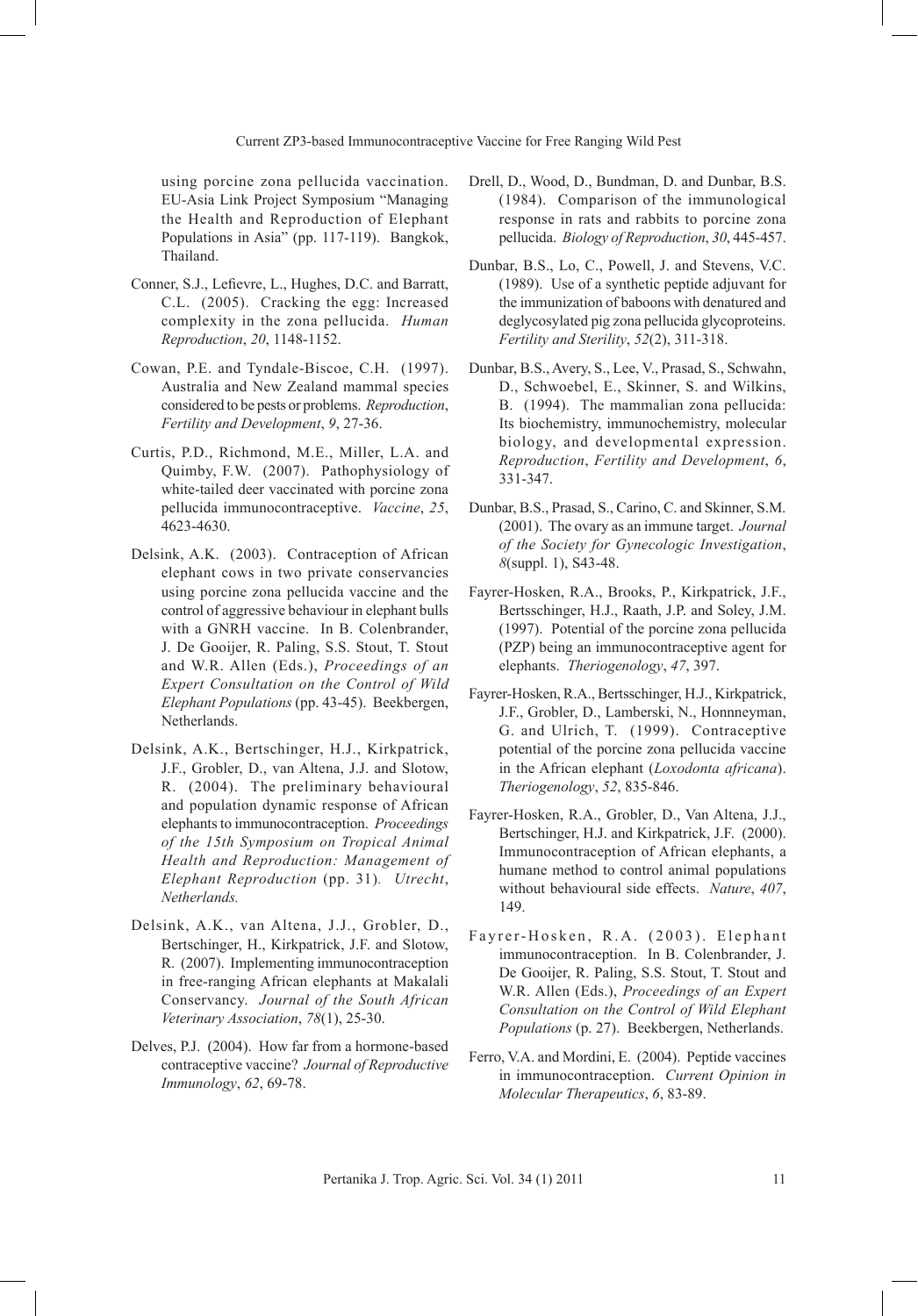using porcine zona pellucida vaccination. EU-Asia Link Project Symposium "Managing the Health and Reproduction of Elephant Populations in Asia" (pp. 117-119). Bangkok, Thailand.

Conner, S.J., Lefievre, L., Hughes, D.C. and Barratt, C.L. (2005). Cracking the egg: Increased complexity in the zona pellucida. *Human Reproduction*, *20*, 1148-1152.

Cowan, P.E. and Tyndale-Biscoe, C.H. (1997). Australia and New Zealand mammal species considered to be pests or problems. *Reproduction*, *Fertility and Development*, *9*, 27-36.

Curtis, P.D., Richmond, M.E., Miller, L.A. and Quimby, F.W. (2007). Pathophysiology of white-tailed deer vaccinated with porcine zona pellucida immunocontraceptive. *Vaccine*, *25*, 4623-4630.

Delsink, A.K. (2003). Contraception of African elephant cows in two private conservancies using porcine zona pellucida vaccine and the control of aggressive behaviour in elephant bulls with a GNRH vaccine. In B. Colenbrander, J. De Gooijer, R. Paling, S.S. Stout, T. Stout and W.R. Allen (Eds.), *Proceedings of an Expert Consultation on the Control of Wild Elephant Populations* (pp. 43-45). Beekbergen, Netherlands.

Delsink, A.K., Bertschinger, H.J., Kirkpatrick, J.F., Grobler, D., van Altena, J.J. and Slotow, R. (2004). The preliminary behavioural and population dynamic response of African elephants to immunocontraception. *Proceedings of the 15th Symposium on Tropical Animal Health and Reproduction: Management of Elephant Reproduction* (pp. 31). *Utrecht*, *Netherlands.*

Delsink, A.K., van Altena, J.J., Grobler, D., Bertschinger, H., Kirkpatrick, J.F. and Slotow, R. (2007). Implementing immunocontraception in free-ranging African elephants at Makalali Conservancy. *Journal of the South African Veterinary Association*, *78*(1), 25-30.

Delves, P.J. (2004). How far from a hormone-based contraceptive vaccine? *Journal of Reproductive Immunology*, *62*, 69-78.

Drell, D., Wood, D., Bundman, D. and Dunbar, B.S. (1984). Comparison of the immunological response in rats and rabbits to porcine zona pellucida. *Biology of Reproduction*, *30*, 445-457.

Dunbar, B.S., Lo, C., Powell, J. and Stevens, V.C. (1989). Use of a synthetic peptide adjuvant for the immunization of baboons with denatured and deglycosylated pig zona pellucida glycoproteins. *Fertility and Sterility*, *52*(2), 311-318.

Dunbar, B.S., Avery, S., Lee, V., Prasad, S., Schwahn, D., Schwoebel, E., Skinner, S. and Wilkins, B. (1994). The mammalian zona pellucida: Its biochemistry, immunochemistry, molecular biology, and developmental expression. *Reproduction*, *Fertility and Development*, *6*, 331-347.

Dunbar, B.S., Prasad, S., Carino, C. and Skinner, S.M. (2001). The ovary as an immune target. *Journal of the Society for Gynecologic Investigation*, *8*(suppl. 1), S43-48.

Fayrer-Hosken, R.A., Brooks, P., Kirkpatrick, J.F., Bertsschinger, H.J., Raath, J.P. and Soley, J.M. (1997). Potential of the porcine zona pellucida (PZP) being an immunocontraceptive agent for elephants. *Theriogenology*, *47*, 397.

Fayrer-Hosken, R.A., Bertsschinger, H.J., Kirkpatrick, J.F., Grobler, D., Lamberski, N., Honnneyman, G. and Ulrich, T. (1999). Contraceptive potential of the porcine zona pellucida vaccine in the African elephant (*Loxodonta africana*). *Theriogenology*, *52*, 835-846.

Fayrer-Hosken, R.A., Grobler, D., Van Altena, J.J., Bertschinger, H.J. and Kirkpatrick, J.F. (2000). Immunocontraception of African elephants, a humane method to control animal populations without behavioural side effects. *Nature*, *407*, 149.

Fayrer-Hosken, R.A. (2003). Elephant immunocontraception. In B. Colenbrander, J. De Gooijer, R. Paling, S.S. Stout, T. Stout and W.R. Allen (Eds.), *Proceedings of an Expert Consultation on the Control of Wild Elephant Populations* (p. 27). Beekbergen, Netherlands.

Ferro, V.A. and Mordini, E. (2004). Peptide vaccines in immunocontraception. *Current Opinion in Molecular Therapeutics*, *6*, 83-89.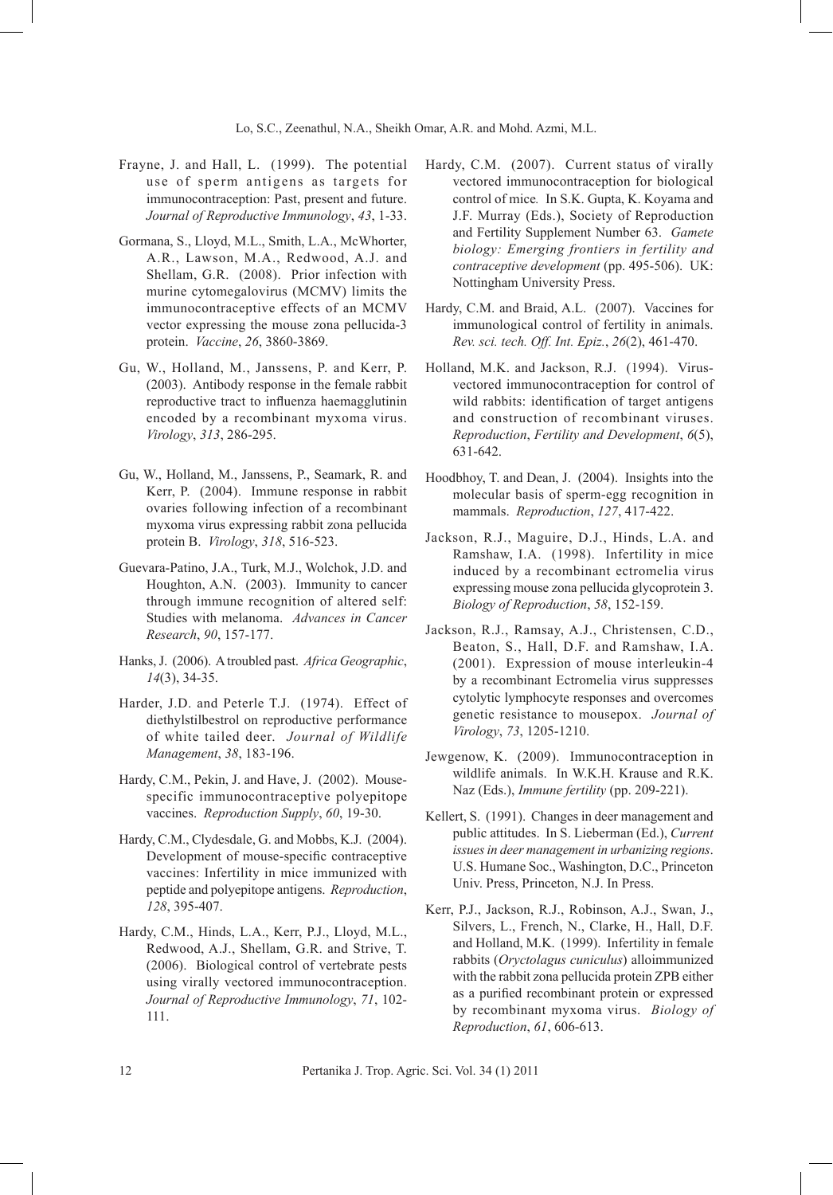Frayne, J. and Hall, L. (1999). The potential use of sperm antigens as targets for immunocontraception: Past, present and future. *Journal of Reproductive Immunology*, *43*, 1-33.

Gormana, S., Lloyd, M.L., Smith, L.A., McWhorter, A.R., Lawson, M.A., Redwood, A.J. and Shellam, G.R. (2008). Prior infection with murine cytomegalovirus (MCMV) limits the immunocontraceptive effects of an MCMV vector expressing the mouse zona pellucida-3 protein. *Vaccine*, *26*, 3860-3869.

Gu, W., Holland, M., Janssens, P. and Kerr, P. (2003). Antibody response in the female rabbit reproductive tract to influenza haemagglutinin encoded by a recombinant myxoma virus. *Virology*, *313*, 286-295.

Gu, W., Holland, M., Janssens, P., Seamark, R. and Kerr, P. (2004). Immune response in rabbit ovaries following infection of a recombinant myxoma virus expressing rabbit zona pellucida protein B. *Virology*, *318*, 516-523.

Guevara-Patino, J.A., Turk, M.J., Wolchok, J.D. and Houghton, A.N. (2003). Immunity to cancer through immune recognition of altered self: Studies with melanoma. *Advances in Cancer Research*, *90*, 157-177.

Hanks, J. (2006). A troubled past. *Africa Geographic*, *14*(3), 34-35.

Harder, J.D. and Peterle T.J. (1974). Effect of diethylstilbestrol on reproductive performance of white tailed deer. *Journal of Wildlife Management*, *38*, 183-196.

Hardy, C.M., Pekin, J. and Have, J. (2002). Mouse-specific immunocontraceptive polyepitope vaccines. *Reproduction Supply*, *60*, 19-30.

Hardy, C.M., Clydesdale, G. and Mobbs, K.J. (2004). Development of mouse-specific contraceptive vaccines: Infertility in mice immunized with peptide and polyepitope antigens. *Reproduction*, *128*, 395-407.

Hardy, C.M., Hinds, L.A., Kerr, P.J., Lloyd, M.L., Redwood, A.J., Shellam, G.R. and Strive, T. (2006). Biological control of vertebrate pests using virally vectored immunocontraception. *Journal of Reproductive Immunology*, *71*, 102-111.

Hardy, C.M. (2007). Current status of virally vectored immunocontraception for biological control of mice*.* In S.K. Gupta, K. Koyama and J.F. Murray (Eds.), Society of Reproduction and Fertility Supplement Number 63. *Gamete biology: Emerging frontiers in fertility and contraceptive development* (pp. 495-506). UK: Nottingham University Press.

Hardy, C.M. and Braid, A.L. (2007). Vaccines for immunological control of fertility in animals. *Rev. sci. tech. Off. Int. Epiz.*, *26*(2), 461-470.

Holland, M.K. and Jackson, R.J. (1994). Virus-vectored immunocontraception for control of wild rabbits: identification of target antigens and construction of recombinant viruses. *Reproduction*, *Fertility and Development*, *6*(5), 631-642.

Hoodbhoy, T. and Dean, J. (2004). Insights into the molecular basis of sperm-egg recognition in mammals. *Reproduction*, *127*, 417-422.

Jackson, R.J., Maguire, D.J., Hinds, L.A. and Ramshaw, I.A. (1998). Infertility in mice induced by a recombinant ectromelia virus expressing mouse zona pellucida glycoprotein 3. *Biology of Reproduction*, *58*, 152-159.

Jackson, R.J., Ramsay, A.J., Christensen, C.D., Beaton, S., Hall, D.F. and Ramshaw, I.A. (2001). Expression of mouse interleukin-4 by a recombinant Ectromelia virus suppresses cytolytic lymphocyte responses and overcomes genetic resistance to mousepox. *Journal of Virology*, *73*, 1205-1210.

Jewgenow, K. (2009). Immunocontraception in wildlife animals. In W.K.H. Krause and R.K. Naz (Eds.), *Immune fertility* (pp. 209-221).

Kellert, S. (1991). Changes in deer management and public attitudes. In S. Lieberman (Ed.), *Current issues in deer management in urbanizing regions*. U.S. Humane Soc., Washington, D.C., Princeton Univ. Press, Princeton, N.J. In Press.

Kerr, P.J., Jackson, R.J., Robinson, A.J., Swan, J., Silvers, L., French, N., Clarke, H., Hall, D.F. and Holland, M.K. (1999). Infertility in female rabbits (*Oryctolagus cuniculus*) alloimmunized with the rabbit zona pellucida protein ZPB either as a purified recombinant protein or expressed by recombinant myxoma virus. *Biology of Reproduction*, *61*, 606-613.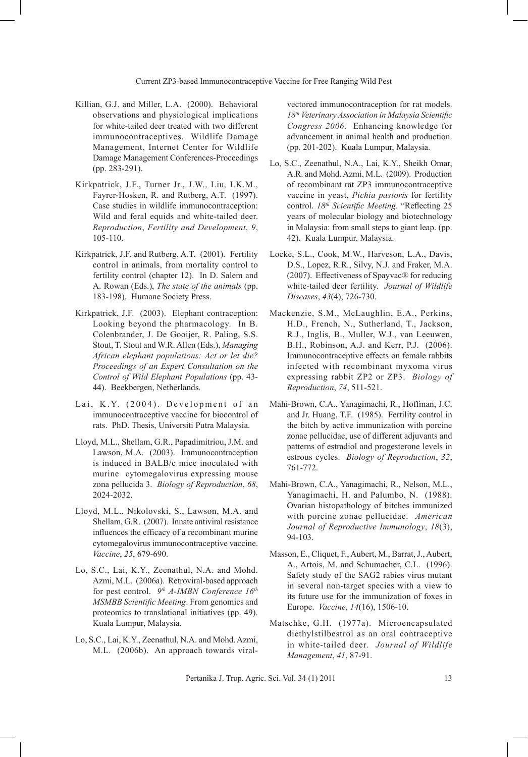Killian, G.J. and Miller, L.A. (2000). Behavioral observations and physiological implications for white-tailed deer treated with two different immunocontraceptives. Wildlife Damage Management, Internet Center for Wildlife Damage Management Conferences-Proceedings (pp. 283-291).

Kirkpatrick, J.F., Turner Jr., J.W., Liu, I.K.M., Fayrer-Hosken, R. and Rutberg, A.T. (1997). Case studies in wildlife immunocontraception: Wild and feral equids and white-tailed deer. *Reproduction*, *Fertility and Development*, *9*, 105-110.

Kirkpatrick, J.F. and Rutberg, A.T. (2001). Fertility control in animals, from mortality control to fertility control (chapter 12). In D. Salem and A. Rowan (Eds.), *The state of the animals* (pp. 183-198). Humane Society Press.

Kirkpatrick, J.F. (2003). Elephant contraception: Looking beyond the pharmacology. In B. Colenbrander, J. De Gooijer, R. Paling, S.S. Stout, T. Stout and W.R. Allen (Eds.), *Managing African elephant populations: Act or let die? Proceedings of an Expert Consultation on the Control of Wild Elephant Populations* (pp. 43-44). Beekbergen, Netherlands.

Lai, K.Y. (2004). Development of an immunocontraceptive vaccine for biocontrol of rats. PhD. Thesis, Universiti Putra Malaysia.

Lloyd, M.L., Shellam, G.R., Papadimitriou, J.M. and Lawson, M.A. (2003). Immunocontraception is induced in BALB/c mice inoculated with murine cytomegalovirus expressing mouse zona pellucida 3. *Biology of Reproduction*, *68*, 2024-2032.

Lloyd, M.L., Nikolovski, S., Lawson, M.A. and Shellam, G.R. (2007). Innate antiviral resistance influences the efficacy of a recombinant murine cytomegalovirus immunocontraceptive vaccine. *Vaccine*, *25*, 679-690.

Lo, S.C., Lai, K.Y., Zeenathul, N.A. and Mohd. Azmi, M.L. (2006a). Retroviral-based approach for pest control. *9th A-IMBN Conference 16th MSMBB Scientific Meeting*. From genomics and proteomics to translational initiatives (pp. 49). Kuala Lumpur, Malaysia.

Lo, S.C., Lai, K.Y., Zeenathul, N.A. and Mohd. Azmi, M.L. (2006b). An approach towards viral-vectored immunocontraception for rat models. *18th Veterinary Association in Malaysia Scientific Congress 2006*. Enhancing knowledge for advancement in animal health and production. (pp. 201-202). Kuala Lumpur, Malaysia.

Lo, S.C., Zeenathul, N.A., Lai, K.Y., Sheikh Omar, A.R. and Mohd. Azmi, M.L. (2009). Production of recombinant rat ZP3 immunocontraceptive vaccine in yeast, *Pichia pastoris* for fertility control. *18th Scientific Meeting*. "Reflecting 25 years of molecular biology and biotechnology in Malaysia: from small steps to giant leap. (pp. 42). Kuala Lumpur, Malaysia.

Locke, S.L., Cook, M.W., Harveson, L.A., Davis, D.S., Lopez, R.R., Silvy, N.J. and Fraker, M.A. (2007). Effectiveness of Spayvac® for reducing white-tailed deer fertility. *Journal of Wildlife Diseases*, *43*(4), 726-730.

Mackenzie, S.M., McLaughlin, E.A., Perkins, H.D., French, N., Sutherland, T., Jackson, R.J., Inglis, B., Muller, W.J., van Leeuwen, B.H., Robinson, A.J. and Kerr, P.J. (2006). Immunocontraceptive effects on female rabbits infected with recombinant myxoma virus expressing rabbit ZP2 or ZP3. *Biology of Reproduction*, *74*, 511-521.

Mahi-Brown, C.A., Yanagimachi, R., Hoffman, J.C. and Jr. Huang, T.F. (1985). Fertility control in the bitch by active immunization with porcine zonae pellucidae, use of different adjuvants and patterns of estradiol and progesterone levels in estrous cycles. *Biology of Reproduction*, *32*, 761-772.

Mahi-Brown, C.A., Yanagimachi, R., Nelson, M.L., Yanagimachi, H. and Palumbo, N. (1988). Ovarian histopathology of bitches immunized with porcine zonae pellucidae. *American Journal of Reproductive Immunology*, *18*(3), 94-103.

Masson, E., Cliquet, F., Aubert, M., Barrat, J., Aubert, A., Artois, M. and Schumacher, C.L. (1996). Safety study of the SAG2 rabies virus mutant in several non-target species with a view to its future use for the immunization of foxes in Europe. *Vaccine*, *14*(16), 1506-10.

Matschke, G.H. (1977a). Microencapsulated diethylstilbestrol as an oral contraceptive in white-tailed deer. *Journal of Wildlife Management*, *41*, 87-91.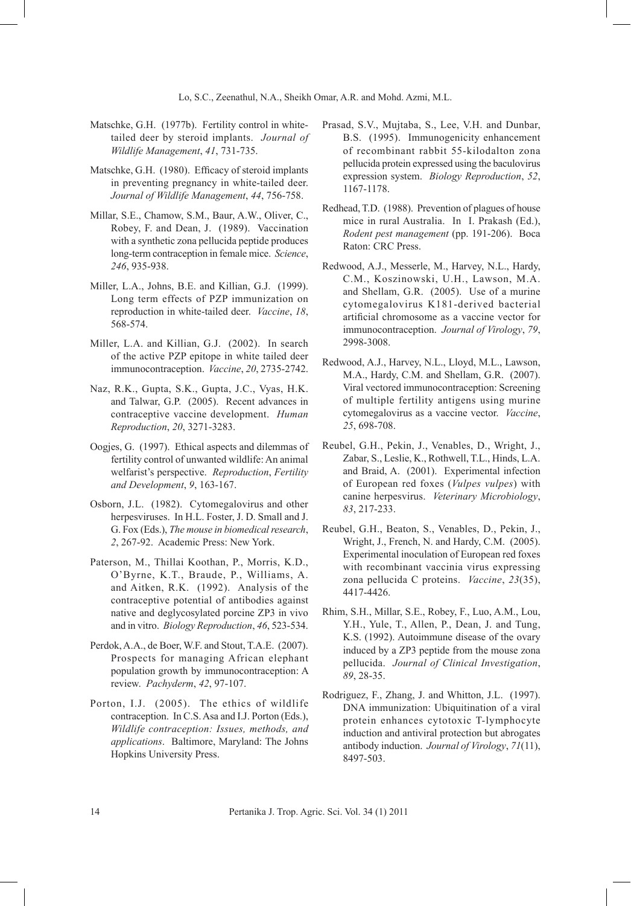Matschke, G.H. (1977b). Fertility control in white-tailed deer by steroid implants. *Journal of Wildlife Management*, *41*, 731-735.

Matschke, G.H. (1980). Efficacy of steroid implants in preventing pregnancy in white-tailed deer. *Journal of Wildlife Management*, *44*, 756-758.

Millar, S.E., Chamow, S.M., Baur, A.W., Oliver, C., Robey, F. and Dean, J. (1989). Vaccination with a synthetic zona pellucida peptide produces long-term contraception in female mice. *Science*, *246*, 935-938.

Miller, L.A., Johns, B.E. and Killian, G.J. (1999). Long term effects of PZP immunization on reproduction in white-tailed deer. *Vaccine*, *18*, 568-574.

Miller, L.A. and Killian, G.J. (2002). In search of the active PZP epitope in white tailed deer immunocontraception. *Vaccine*, *20*, 2735-2742.

Naz, R.K., Gupta, S.K., Gupta, J.C., Vyas, H.K. and Talwar, G.P. (2005). Recent advances in contraceptive vaccine development. *Human Reproduction*, *20*, 3271-3283.

Oogjes, G. (1997). Ethical aspects and dilemmas of fertility control of unwanted wildlife: An animal welfarist's perspective. *Reproduction*, *Fertility and Development*, *9*, 163-167.

Osborn, J.L. (1982). Cytomegalovirus and other herpesviruses. In H.L. Foster, J. D. Small and J. G. Fox (Eds.), *The mouse in biomedical research*, *2*, 267-92. Academic Press: New York.

Paterson, M., Thillai Koothan, P., Morris, K.D., O'Byrne, K.T., Braude, P., Williams, A. and Aitken, R.K. (1992). Analysis of the contraceptive potential of antibodies against native and deglycosylated porcine ZP3 in vivo and in vitro. *Biology Reproduction*, *46*, 523-534.

Perdok, A.A., de Boer, W.F. and Stout, T.A.E. (2007). Prospects for managing African elephant population growth by immunocontraception: A review. *Pachyderm*, *42*, 97-107.

Porton, I.J. (2005). The ethics of wildlife contraception. In C.S. Asa and I.J. Porton (Eds.), *Wildlife contraception: Issues, methods, and applications*. Baltimore, Maryland: The Johns Hopkins University Press.

Prasad, S.V., Mujtaba, S., Lee, V.H. and Dunbar, B.S. (1995). Immunogenicity enhancement of recombinant rabbit 55-kilodalton zona pellucida protein expressed using the baculovirus expression system. *Biology Reproduction*, *52*, 1167-1178.

Redhead, T.D. (1988). Prevention of plagues of house mice in rural Australia. In I. Prakash (Ed.), *Rodent pest management* (pp. 191-206). Boca Raton: CRC Press.

Redwood, A.J., Messerle, M., Harvey, N.L., Hardy, C.M., Koszinowski, U.H., Lawson, M.A. and Shellam, G.R. (2005). Use of a murine cytomegalovirus K181-derived bacterial artificial chromosome as a vaccine vector for immunocontraception. *Journal of Virology*, *79*, 2998-3008.

Redwood, A.J., Harvey, N.L., Lloyd, M.L., Lawson, M.A., Hardy, C.M. and Shellam, G.R. (2007). Viral vectored immunocontraception: Screening of multiple fertility antigens using murine cytomegalovirus as a vaccine vector. *Vaccine*, *25*, 698-708.

Reubel, G.H., Pekin, J., Venables, D., Wright, J., Zabar, S., Leslie, K., Rothwell, T.L., Hinds, L.A. and Braid, A. (2001). Experimental infection of European red foxes (*Vulpes vulpes*) with canine herpesvirus. *Veterinary Microbiology*, *83*, 217-233.

Reubel, G.H., Beaton, S., Venables, D., Pekin, J., Wright, J., French, N. and Hardy, C.M. (2005). Experimental inoculation of European red foxes with recombinant vaccinia virus expressing zona pellucida C proteins. *Vaccine*, *23*(35), 4417-4426.

Rhim, S.H., Millar, S.E., Robey, F., Luo, A.M., Lou, Y.H., Yule, T., Allen, P., Dean, J. and Tung, K.S. (1992). Autoimmune disease of the ovary induced by a ZP3 peptide from the mouse zona pellucida. *Journal of Clinical Investigation*, *89*, 28-35.

Rodriguez, F., Zhang, J. and Whitton, J.L. (1997). DNA immunization: Ubiquitination of a viral protein enhances cytotoxic T-lymphocyte induction and antiviral protection but abrogates antibody induction. *Journal of Virology*, *71*(11), 8497-503.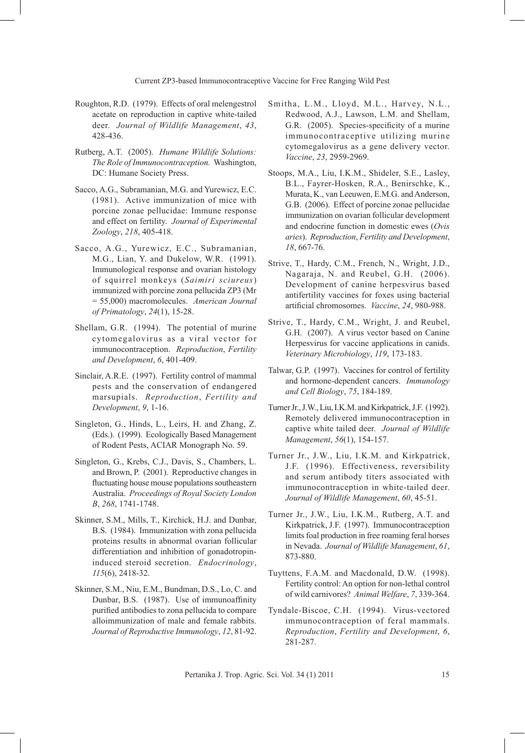Roughton, R.D. (1979). Effects of oral melengestrol acetate on reproduction in captive white-tailed deer. *Journal of Wildlife Management*, *43*, 428-436.

Rutberg, A.T. (2005). *Humane Wildlife Solutions: The Role of Immunocontraception.* Washington, DC: Humane Society Press.

Sacco, A.G., Subramanian, M.G. and Yurewicz, E.C. (1981). Active immunization of mice with porcine zonae pellucidae: Immune response and effect on fertility. *Journal of Experimental Zoology*, *218*, 405-418.

Sacco, A.G., Yurewicz, E.C., Subramanian, M.G., Lian, Y. and Dukelow, W.R. (1991). Immunological response and ovarian histology of squirrel monkeys (*Saimiri sciureus*) immunized with porcine zona pellucida ZP3 (Mr = 55,000) macromolecules. *American Journal of Primatology*, *24*(1), 15-28.

Shellam, G.R. (1994). The potential of murine cytomegalovirus as a viral vector for immunocontraception. *Reproduction*, *Fertility and Development*, *6*, 401-409.

Sinclair, A.R.E. (1997). Fertility control of mammal pests and the conservation of endangered marsupials. *Reproduction*, *Fertility and Development*, *9*, 1-16.

Singleton, G., Hinds, L., Leirs, H. and Zhang, Z. (Eds.). (1999). Ecologically Based Management of Rodent Pests, ACIAR Monograph No. 59.

Singleton, G., Krebs, C.J., Davis, S., Chambers, L. and Brown, P. (2001). Reproductive changes in fluctuating house mouse populations southeastern Australia. *Proceedings of Royal Society London B*, *268*, 1741-1748.

Skinner, S.M., Mills, T., Kirchick, H.J. and Dunbar, B.S. (1984). Immunization with zona pellucida proteins results in abnormal ovarian follicular differentiation and inhibition of gonadotropin-induced steroid secretion. *Endocrinology*, *115*(6), 2418-32.

Skinner, S.M., Niu, E.M., Bundman, D.S., Lo, C. and Dunbar, B.S. (1987). Use of immunoaffinity purified antibodies to zona pellucida to compare alloimmunization of male and female rabbits. *Journal of Reproductive Immunology*, *12*, 81-92.

Smitha, L.M., Lloyd, M.L., Harvey, N.L., Redwood, A.J., Lawson, L.M. and Shellam, G.R. (2005). Species-specificity of a murine immunocontraceptive utilizing murine cytomegalovirus as a gene delivery vector. *Vaccine*, *23*, 2959-2969.

Stoops, M.A., Liu, I.K.M., Shideler, S.E., Lasley, B.L., Fayrer-Hosken, R.A., Benirschke, K., Murata, K., van Leeuwen, E.M.G. and Anderson, G.B. (2006). Effect of porcine zonae pellucidae immunization on ovarian follicular development and endocrine function in domestic ewes (*Ovis aries*). *Reproduction*, *Fertility and Development*, *18*, 667-76.

Strive, T., Hardy, C.M., French, N., Wright, J.D., Nagaraja, N. and Reubel, G.H. (2006). Development of canine herpesvirus based antifertility vaccines for foxes using bacterial artificial chromosomes. *Vaccine*, *24*, 980-988.

Strive, T., Hardy, C.M., Wright, J. and Reubel, G.H. (2007). A virus vector based on Canine Herpesvirus for vaccine applications in canids. *Veterinary Microbiology*, *119*, 173-183.

Talwar, G.P. (1997). Vaccines for control of fertility and hormone-dependent cancers. *Immunology and Cell Biology*, *75*, 184-189.

Turner Jr., J.W., Liu, I.K.M. and Kirkpatrick, J.F. (1992). Remotely delivered immunocontraception in captive white tailed deer. *Journal of Wildlife Management*, *56*(1), 154-157.

Turner Jr., J.W., Liu, I.K.M. and Kirkpatrick, J.F. (1996). Effectiveness, reversibility and serum antibody titers associated with immunocontraception in white-tailed deer. *Journal of Wildlife Management*, *60*, 45-51.

Turner Jr., J.W., Liu, I.K.M., Rutberg, A.T. and Kirkpatrick, J.F. (1997). Immunocontraception limits foal production in free roaming feral horses in Nevada. *Journal of Wildlife Management*, *61*, 873-880.

Tuyttens, F.A.M. and Macdonald, D.W. (1998). Fertility control: An option for non-lethal control of wild carnivores? *Animal Welfare*, *7*, 339-364.

Tyndale-Biscoe, C.H. (1994). Virus-vectored immunocontraception of feral mammals. *Reproduction*, *Fertility and Development*, *6*, 281-287.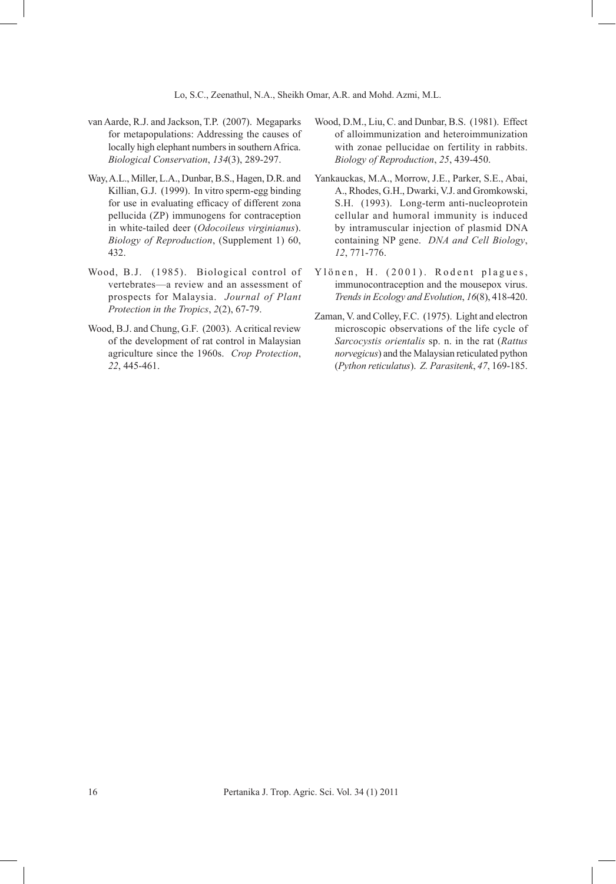van Aarde, R.J. and Jackson, T.P. (2007). Megaparks for metapopulations: Addressing the causes of locally high elephant numbers in southern Africa. *Biological Conservation*, *134*(3), 289-297.

Way, A.L., Miller, L.A., Dunbar, B.S., Hagen, D.R. and Killian, G.J. (1999). In vitro sperm-egg binding for use in evaluating efficacy of different zona pellucida (ZP) immunogens for contraception in white-tailed deer (*Odocoileus virginianus*). *Biology of Reproduction*, (Supplement 1) 60, 432.

Wood, B.J. (1985). Biological control of vertebrates—a review and an assessment of prospects for Malaysia. *Journal of Plant Protection in the Tropics*, *2*(2), 67-79.

Wood, B.J. and Chung, G.F. (2003). A critical review of the development of rat control in Malaysian agriculture since the 1960s. *Crop Protection*, *22*, 445-461.

Wood, D.M., Liu, C. and Dunbar, B.S. (1981). Effect of alloimmunization and heteroimmunization with zonae pellucidae on fertility in rabbits. *Biology of Reproduction*, *25*, 439-450.

Yankauckas, M.A., Morrow, J.E., Parker, S.E., Abai, A., Rhodes, G.H., Dwarki, V.J. and Gromkowski, S.H. (1993). Long-term anti-nucleoprotein cellular and humoral immunity is induced by intramuscular injection of plasmid DNA containing NP gene. *DNA and Cell Biology*, *12*, 771-776.

Ylönen, H. (2001). Rodent plagues, immunocontraception and the mousepox virus. *Trends in Ecology and Evolution*, *16*(8), 418-420.

Zaman, V. and Colley, F.C. (1975). Light and electron microscopic observations of the life cycle of *Sarcocystis orientalis* sp. n. in the rat (*Rattus norvegicus*) and the Malaysian reticulated python (*Python reticulatus*). *Z. Parasitenk*, *47*, 169-185.